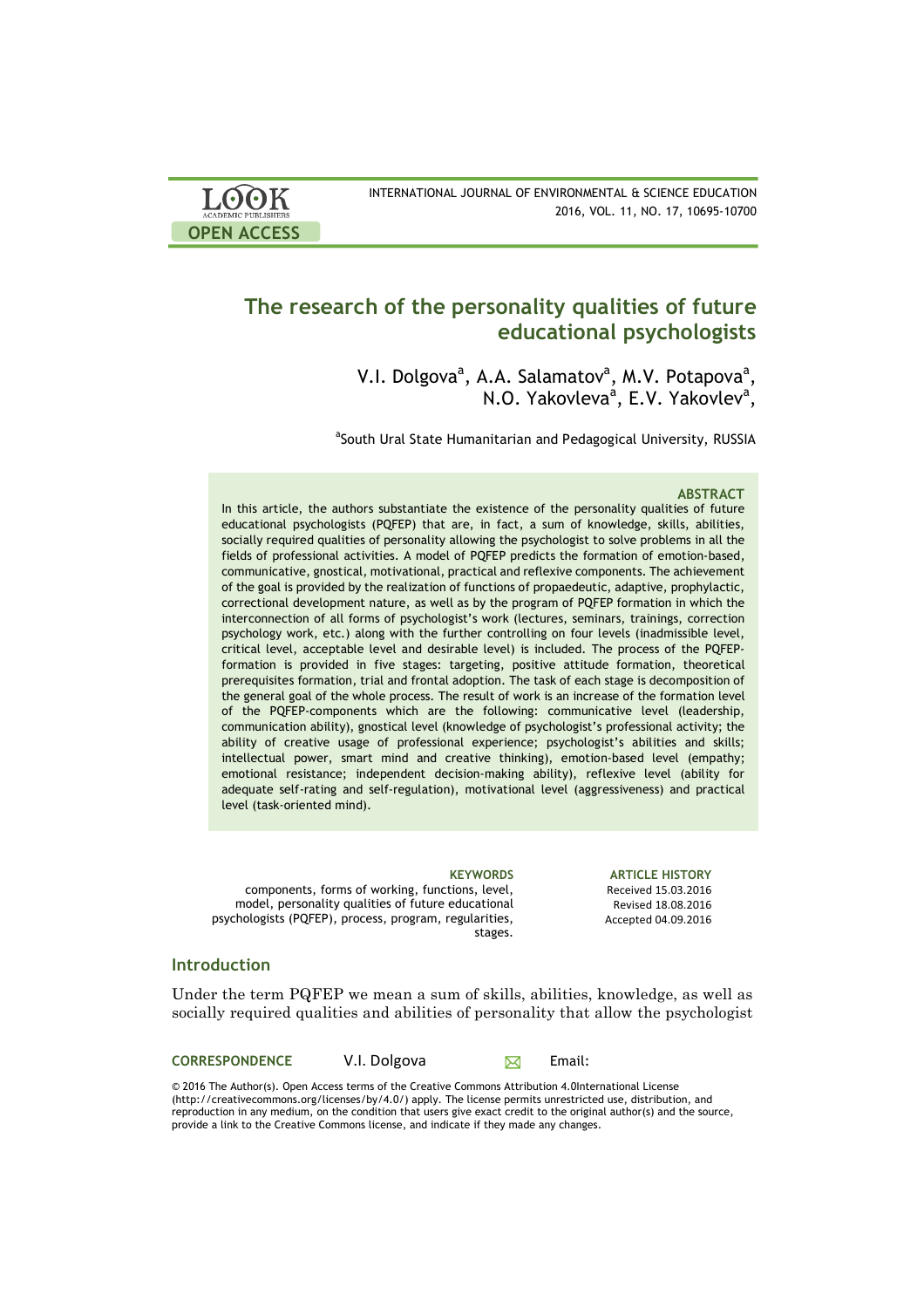LOOK ACADEMIC PUBLISHERS

OPEN ACCESS

INTERNATIONAL JOURNAL OF ENVIRONMENTAL & SCIENCE EDUCATION
2016, VOL. 11, NO. 17, 10695-10700

# The research of the personality qualities of future educational psychologists

V.I. Dolgova[a], A.A. Salamatov[a], M.V. Potapova[a], N.O. Yakovleva[a], E.V. Yakovlev[a],

[a]South Ural State Humanitarian and Pedagogical University, RUSSIA

### ABSTRACT

In this article, the authors substantiate the existence of the personality qualities of future educational psychologists (PQFEP) that are, in fact, a sum of knowledge, skills, abilities, socially required qualities of personality allowing the psychologist to solve problems in all the fields of professional activities. A model of PQFEP predicts the formation of emotion-based, communicative, gnostical, motivational, practical and reflexive components. The achievement of the goal is provided by the realization of functions of propaedeutic, adaptive, prophylactic, correctional development nature, as well as by the program of PQFEP formation in which the interconnection of all forms of psychologist's work (lectures, seminars, trainings, correction psychology work, etc.) along with the further controlling on four levels (inadmissible level, critical level, acceptable level and desirable level) is included. The process of the PQFEP-formation is provided in five stages: targeting, positive attitude formation, theoretical prerequisites formation, trial and frontal adoption. The task of each stage is decomposition of the general goal of the whole process. The result of work is an increase of the formation level of the PQFEP-components which are the following: communicative level (leadership, communication ability), gnostical level (knowledge of psychologist's professional activity; the ability of creative usage of professional experience; psychologist's abilities and skills; intellectual power, smart mind and creative thinking), emotion-based level (empathy; emotional resistance; independent decision-making ability), reflexive level (ability for adequate self-rating and self-regulation), motivational level (aggressiveness) and practical level (task-oriented mind).

**KEYWORDS**
components, forms of working, functions, level, model, personality qualities of future educational psychologists (PQFEP), process, program, regularities, stages.

**ARTICLE HISTORY**
Received 15.03.2016
Revised 18.08.2016
Accepted 04.09.2016

## Introduction

Under the term PQFEP we mean a sum of skills, abilities, knowledge, as well as socially required qualities and abilities of personality that allow the psychologist

**CORRESPONDENCE** V.I. Dolgova Email:

© 2016 The Author(s). Open Access terms of the Creative Commons Attribution 4.0International License (http://creativecommons.org/licenses/by/4.0/) apply. The license permits unrestricted use, distribution, and reproduction in any medium, on the condition that users give exact credit to the original author(s) and the source, provide a link to the Creative Commons license, and indicate if they made any changes.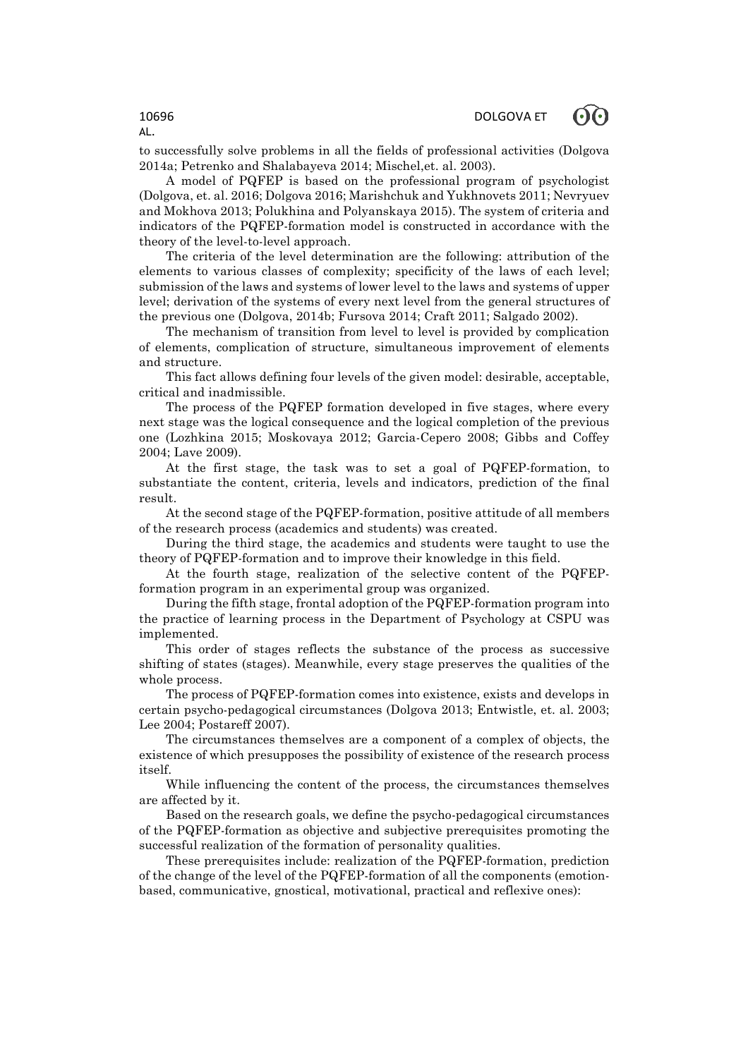to successfully solve problems in all the fields of professional activities (Dolgova 2014a; Petrenko and Shalabayeva 2014; Mischel,et. al. 2003).

A model of PQFEP is based on the professional program of psychologist (Dolgova, et. al. 2016; Dolgova 2016; Marishchuk and Yukhnovets 2011; Nevryuev and Mokhova 2013; Polukhina and Polyanskaya 2015). The system of criteria and indicators of the PQFEP-formation model is constructed in accordance with the theory of the level-to-level approach.

The criteria of the level determination are the following: attribution of the elements to various classes of complexity; specificity of the laws of each level; submission of the laws and systems of lower level to the laws and systems of upper level; derivation of the systems of every next level from the general structures of the previous one (Dolgova, 2014b; Fursova 2014; Craft 2011; Salgado 2002).

The mechanism of transition from level to level is provided by complication of elements, complication of structure, simultaneous improvement of elements and structure.

This fact allows defining four levels of the given model: desirable, acceptable, critical and inadmissible.

The process of the PQFEP formation developed in five stages, where every next stage was the logical consequence and the logical completion of the previous one (Lozhkina 2015; Moskovaya 2012; Garcia-Cepero 2008; Gibbs and Coffey 2004; Lave 2009).

At the first stage, the task was to set a goal of PQFEP-formation, to substantiate the content, criteria, levels and indicators, prediction of the final result.

At the second stage of the PQFEP-formation, positive attitude of all members of the research process (academics and students) was created.

During the third stage, the academics and students were taught to use the theory of PQFEP-formation and to improve their knowledge in this field.

At the fourth stage, realization of the selective content of the PQFEP-formation program in an experimental group was organized.

During the fifth stage, frontal adoption of the PQFEP-formation program into the practice of learning process in the Department of Psychology at CSPU was implemented.

This order of stages reflects the substance of the process as successive shifting of states (stages). Meanwhile, every stage preserves the qualities of the whole process.

The process of PQFEP-formation comes into existence, exists and develops in certain psycho-pedagogical circumstances (Dolgova 2013; Entwistle, et. al. 2003; Lee 2004; Postareff 2007).

The circumstances themselves are a component of a complex of objects, the existence of which presupposes the possibility of existence of the research process itself.

While influencing the content of the process, the circumstances themselves are affected by it.

Based on the research goals, we define the psycho-pedagogical circumstances of the PQFEP-formation as objective and subjective prerequisites promoting the successful realization of the formation of personality qualities.

These prerequisites include: realization of the PQFEP-formation, prediction of the change of the level of the PQFEP-formation of all the components (emotion-based, communicative, gnostical, motivational, practical and reflexive ones):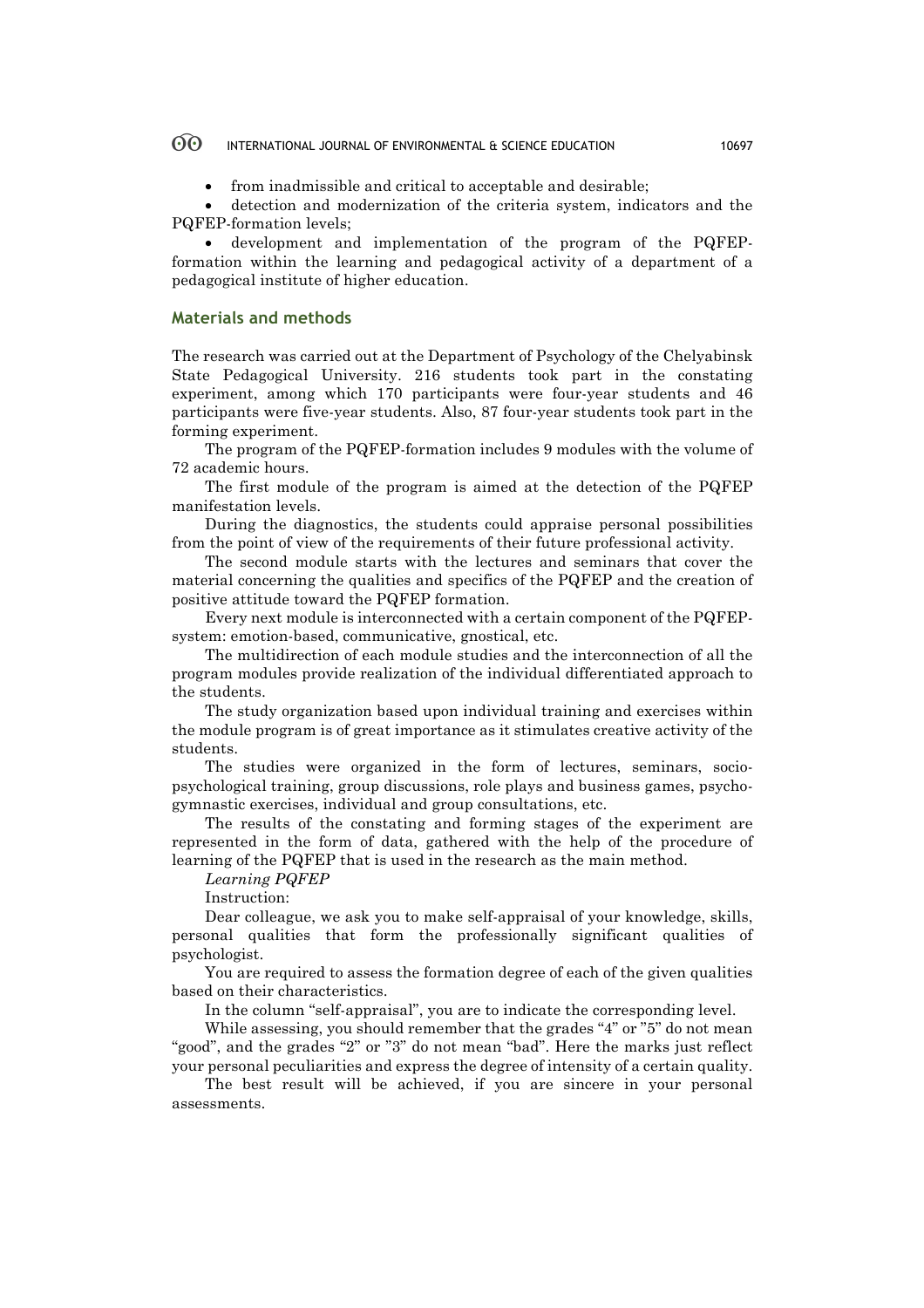- from inadmissible and critical to acceptable and desirable;
- detection and modernization of the criteria system, indicators and the PQFEP-formation levels;
- development and implementation of the program of the PQFEP-formation within the learning and pedagogical activity of a department of a pedagogical institute of higher education.

## Materials and methods

The research was carried out at the Department of Psychology of the Chelyabinsk State Pedagogical University. 216 students took part in the constating experiment, among which 170 participants were four-year students and 46 participants were five-year students. Also, 87 four-year students took part in the forming experiment.

The program of the PQFEP-formation includes 9 modules with the volume of 72 academic hours.

The first module of the program is aimed at the detection of the PQFEP manifestation levels.

During the diagnostics, the students could appraise personal possibilities from the point of view of the requirements of their future professional activity.

The second module starts with the lectures and seminars that cover the material concerning the qualities and specifics of the PQFEP and the creation of positive attitude toward the PQFEP formation.

Every next module is interconnected with a certain component of the PQFEP-system: emotion-based, communicative, gnostical, etc.

The multidirection of each module studies and the interconnection of all the program modules provide realization of the individual differentiated approach to the students.

The study organization based upon individual training and exercises within the module program is of great importance as it stimulates creative activity of the students.

The studies were organized in the form of lectures, seminars, socio-psychological training, group discussions, role plays and business games, psycho-gymnastic exercises, individual and group consultations, etc.

The results of the constating and forming stages of the experiment are represented in the form of data, gathered with the help of the procedure of learning of the PQFEP that is used in the research as the main method.

*Learning PQFEP*

Instruction:

Dear colleague, we ask you to make self-appraisal of your knowledge, skills, personal qualities that form the professionally significant qualities of psychologist.

You are required to assess the formation degree of each of the given qualities based on their characteristics.

In the column "self-appraisal", you are to indicate the corresponding level.

While assessing, you should remember that the grades "4" or "5" do not mean "good", and the grades "2" or "3" do not mean "bad". Here the marks just reflect your personal peculiarities and express the degree of intensity of a certain quality.

The best result will be achieved, if you are sincere in your personal assessments.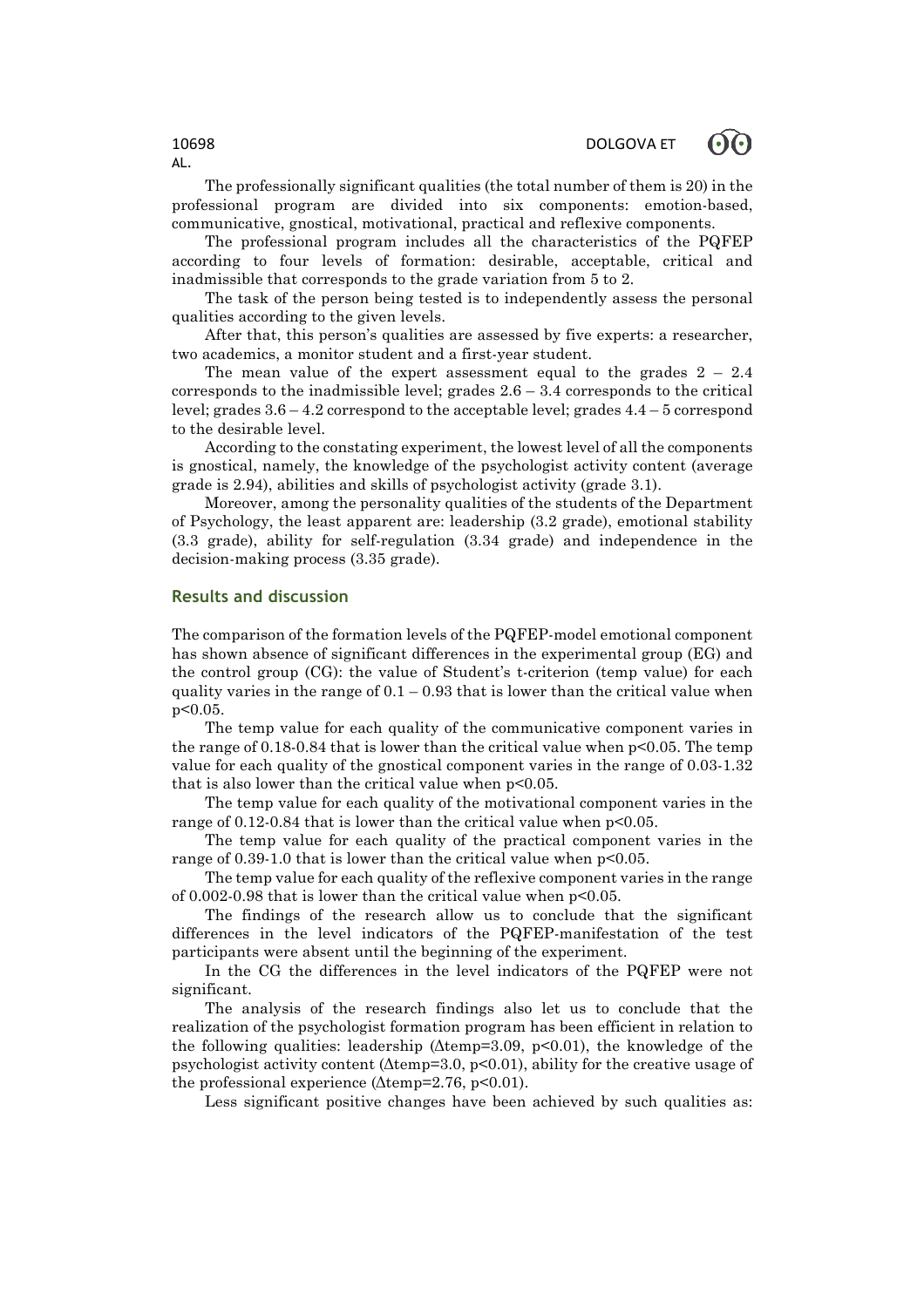The professionally significant qualities (the total number of them is 20) in the professional program are divided into six components: emotion-based, communicative, gnostical, motivational, practical and reflexive components.

The professional program includes all the characteristics of the PQFEP according to four levels of formation: desirable, acceptable, critical and inadmissible that corresponds to the grade variation from 5 to 2.

The task of the person being tested is to independently assess the personal qualities according to the given levels.

After that, this person's qualities are assessed by five experts: a researcher, two academics, a monitor student and a first-year student.

The mean value of the expert assessment equal to the grades 2 – 2.4 corresponds to the inadmissible level; grades 2.6 – 3.4 corresponds to the critical level; grades 3.6 – 4.2 correspond to the acceptable level; grades 4.4 – 5 correspond to the desirable level.

According to the constating experiment, the lowest level of all the components is gnostical, namely, the knowledge of the psychologist activity content (average grade is 2.94), abilities and skills of psychologist activity (grade 3.1).

Moreover, among the personality qualities of the students of the Department of Psychology, the least apparent are: leadership (3.2 grade), emotional stability (3.3 grade), ability for self-regulation (3.34 grade) and independence in the decision-making process (3.35 grade).

## Results and discussion

The comparison of the formation levels of the PQFEP-model emotional component has shown absence of significant differences in the experimental group (EG) and the control group (CG): the value of Student's t-criterion (temp value) for each quality varies in the range of 0.1 – 0.93 that is lower than the critical value when $p<0.05$.

The temp value for each quality of the communicative component varies in the range of 0.18-0.84 that is lower than the critical value when $p<0.05$. The temp value for each quality of the gnostical component varies in the range of 0.03-1.32 that is also lower than the critical value when $p<0.05$.

The temp value for each quality of the motivational component varies in the range of 0.12-0.84 that is lower than the critical value when $p<0.05$.

The temp value for each quality of the practical component varies in the range of 0.39-1.0 that is lower than the critical value when $p<0.05$.

The temp value for each quality of the reflexive component varies in the range of 0.002-0.98 that is lower than the critical value when $p<0.05$.

The findings of the research allow us to conclude that the significant differences in the level indicators of the PQFEP-manifestation of the test participants were absent until the beginning of the experiment.

In the CG the differences in the level indicators of the PQFEP were not significant.

The analysis of the research findings also let us to conclude that the realization of the psychologist formation program has been efficient in relation to the following qualities: leadership ($\Delta$temp=3.09, $p<0.01$), the knowledge of the psychologist activity content ($\Delta$temp=3.0, $p<0.01$), ability for the creative usage of the professional experience ($\Delta$temp=2.76, $p<0.01$).

Less significant positive changes have been achieved by such qualities as: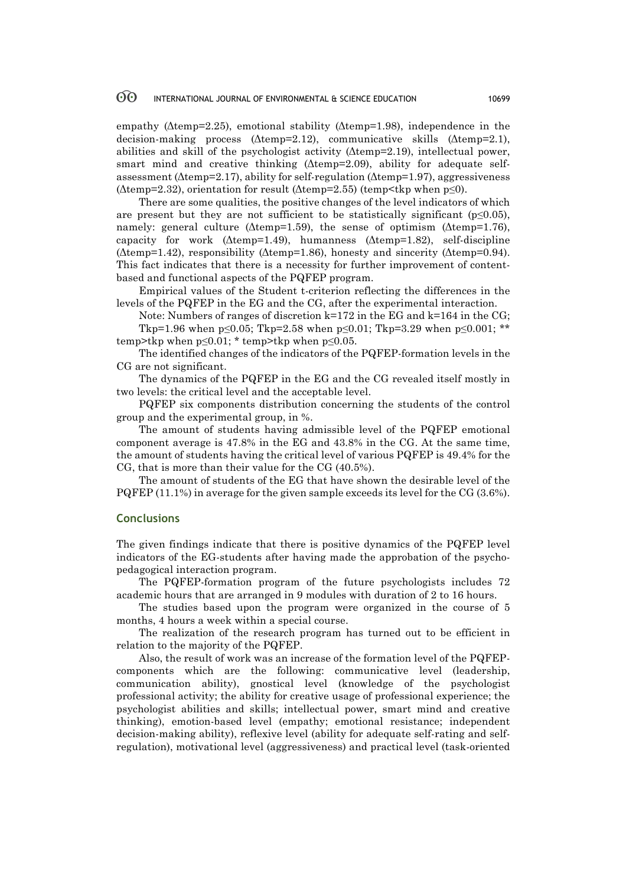empathy ($\Delta$temp=2.25), emotional stability ($\Delta$temp=1.98), independence in the decision-making process ($\Delta$temp=2.12), communicative skills ($\Delta$temp=2.1), abilities and skill of the psychologist activity ($\Delta$temp=2.19), intellectual power, smart mind and creative thinking ($\Delta$temp=2.09), ability for adequate self-assessment ($\Delta$temp=2.17), ability for self-regulation ($\Delta$temp=1.97), aggressiveness ($\Delta$temp=2.32), orientation for result ($\Delta$temp=2.55) (temp<tkp when $p \leq 0$).

There are some qualities, the positive changes of the level indicators of which are present but they are not sufficient to be statistically significant ($p \leq 0.05$), namely: general culture ($\Delta$temp=1.59), the sense of optimism ($\Delta$temp=1.76), capacity for work ($\Delta$temp=1.49), humanness ($\Delta$temp=1.82), self-discipline ($\Delta$temp=1.42), responsibility ($\Delta$temp=1.86), honesty and sincerity ($\Delta$temp=0.94). This fact indicates that there is a necessity for further improvement of content-based and functional aspects of the PQFEP program.

Empirical values of the Student t-criterion reflecting the differences in the levels of the PQFEP in the EG and the CG, after the experimental interaction.

Note: Numbers of ranges of discretion k=172 in the EG and k=164 in the CG;

Tkp=1.96 when $p \leq 0.05$; Tkp=2.58 when $p \leq 0.01$; Tkp=3.29 when $p \leq 0.001$; ** temp>tkp when $p \leq 0.01$; * temp>tkp when $p \leq 0.05$.

The identified changes of the indicators of the PQFEP-formation levels in the CG are not significant.

The dynamics of the PQFEP in the EG and the CG revealed itself mostly in two levels: the critical level and the acceptable level.

PQFEP six components distribution concerning the students of the control group and the experimental group, in %.

The amount of students having admissible level of the PQFEP emotional component average is 47.8% in the EG and 43.8% in the CG. At the same time, the amount of students having the critical level of various PQFEP is 49.4% for the CG, that is more than their value for the CG (40.5%).

The amount of students of the EG that have shown the desirable level of the PQFEP (11.1%) in average for the given sample exceeds its level for the CG (3.6%).

## Conclusions

The given findings indicate that there is positive dynamics of the PQFEP level indicators of the EG-students after having made the approbation of the psycho-pedagogical interaction program.

The PQFEP-formation program of the future psychologists includes 72 academic hours that are arranged in 9 modules with duration of 2 to 16 hours.

The studies based upon the program were organized in the course of 5 months, 4 hours a week within a special course.

The realization of the research program has turned out to be efficient in relation to the majority of the PQFEP.

Also, the result of work was an increase of the formation level of the PQFEP-components which are the following: communicative level (leadership, communication ability), gnostical level (knowledge of the psychologist professional activity; the ability for creative usage of professional experience; the psychologist abilities and skills; intellectual power, smart mind and creative thinking), emotion-based level (empathy; emotional resistance; independent decision-making ability), reflexive level (ability for adequate self-rating and self-regulation), motivational level (aggressiveness) and practical level (task-oriented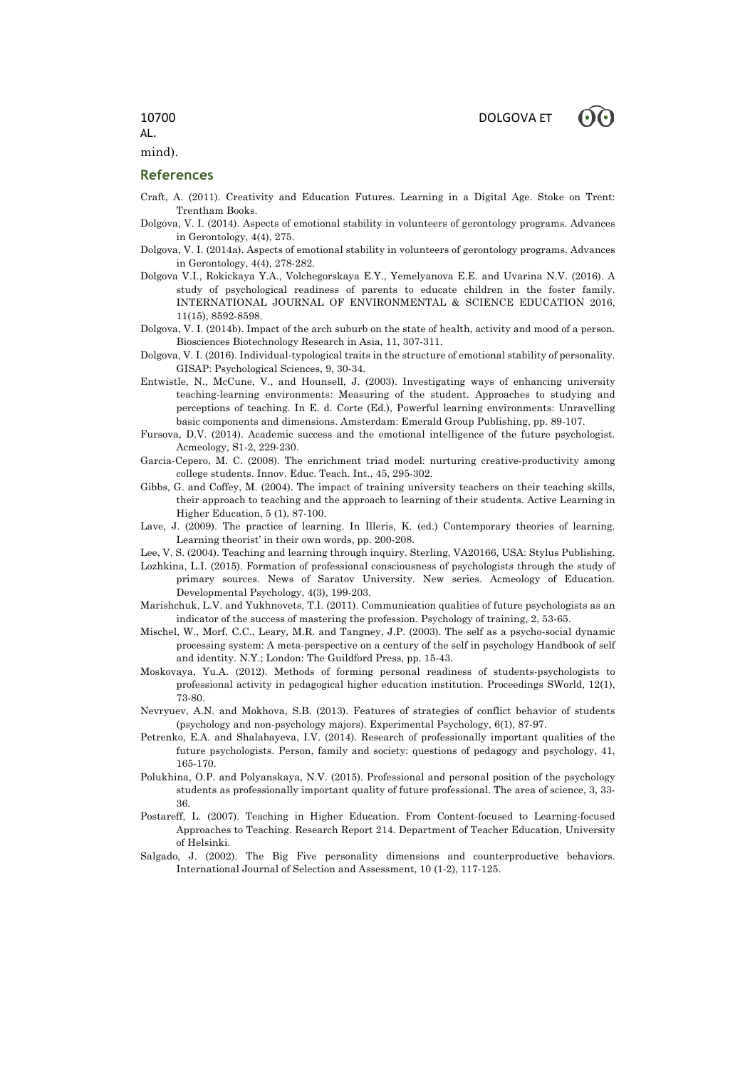mind).

## References

Craft, A. (2011). Creativity and Education Futures. Learning in a Digital Age. Stoke on Trent: Trentham Books.

Dolgova, V. I. (2014). Aspects of emotional stability in volunteers of gerontology programs. Advances in Gerontology, 4(4), 275.

Dolgova, V. I. (2014a). Aspects of emotional stability in volunteers of gerontology programs. Advances in Gerontology, 4(4), 278-282.

Dolgova V.I., Rokickaya Y.A., Volchegorskaya E.Y., Yemelyanova E.E. and Uvarina N.V. (2016). A study of psychological readiness of parents to educate children in the foster family. INTERNATIONAL JOURNAL OF ENVIRONMENTAL & SCIENCE EDUCATION 2016, 11(15), 8592-8598.

Dolgova, V. I. (2014b). Impact of the arch suburb on the state of health, activity and mood of a person. Biosciences Biotechnology Research in Asia, 11, 307-311.

Dolgova, V. I. (2016). Individual-typological traits in the structure of emotional stability of personality. GISAP: Psychological Sciences, 9, 30-34.

Entwistle, N., McCune, V., and Hounsell, J. (2003). Investigating ways of enhancing university teaching-learning environments: Measuring of the student. Approaches to studying and perceptions of teaching. In E. d. Corte (Ed.), Powerful learning environments: Unravelling basic components and dimensions. Amsterdam: Emerald Group Publishing, pp. 89-107.

Fursova, D.V. (2014). Academic success and the emotional intelligence of the future psychologist. Acmeology, S1-2, 229-230.

Garcia-Cepero, M. C. (2008). The enrichment triad model: nurturing creative-productivity among college students. Innov. Educ. Teach. Int., 45, 295-302.

Gibbs, G. and Coffey, M. (2004). The impact of training university teachers on their teaching skills, their approach to teaching and the approach to learning of their students. Active Learning in Higher Education, 5 (1), 87-100.

Lave, J. (2009). The practice of learning. In Illeris, K. (ed.) Contemporary theories of learning. Learning theorist' in their own words, pp. 200-208.

Lee, V. S. (2004). Teaching and learning through inquiry. Sterling, VA20166, USA: Stylus Publishing.

Lozhkina, L.I. (2015). Formation of professional consciousness of psychologists through the study of primary sources. News of Saratov University. New series. Acmeology of Education. Developmental Psychology, 4(3), 199-203.

Marishchuk, L.V. and Yukhnovets, T.I. (2011). Communication qualities of future psychologists as an indicator of the success of mastering the profession. Psychology of training, 2, 53-65.

Mischel, W., Morf, C.C., Leary, M.R. and Tangney, J.P. (2003). The self as a psycho-social dynamic processing system: A meta-perspective on a century of the self in psychology Handbook of self and identity. N.Y.; London: The Guildford Press, pp. 15-43.

Moskovaya, Yu.A. (2012). Methods of forming personal readiness of students-psychologists to professional activity in pedagogical higher education institution. Proceedings SWorld, 12(1), 73-80.

Nevryuev, A.N. and Mokhova, S.B. (2013). Features of strategies of conflict behavior of students (psychology and non-psychology majors). Experimental Psychology, 6(1), 87-97.

Petrenko, E.A. and Shalabayeva, I.V. (2014). Research of professionally important qualities of the future psychologists. Person, family and society: questions of pedagogy and psychology, 41, 165-170.

Polukhina, O.P. and Polyanskaya, N.V. (2015). Professional and personal position of the psychology students as professionally important quality of future professional. The area of science, 3, 33-36.

Postareff, L. (2007). Teaching in Higher Education. From Content-focused to Learning-focused Approaches to Teaching. Research Report 214. Department of Teacher Education, University of Helsinki.

Salgado, J. (2002). The Big Five personality dimensions and counterproductive behaviors. International Journal of Selection and Assessment, 10 (1-2), 117-125.